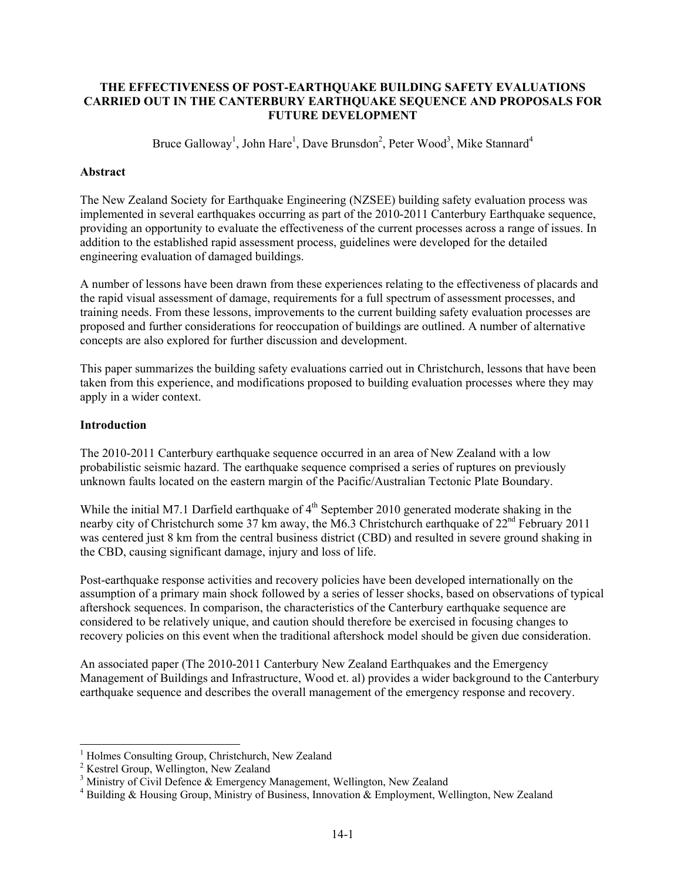# THE EFFECTIVENESS OF POST-EARTHQUAKE BUILDING SAFETY EVALUATIONS CARRIED OUT IN THE CANTERBURY EARTHQUAKE SEQUENCE AND PROPOSALS FOR FUTURE DEVELOPMENT

Bruce Galloway[1], John Hare[1], Dave Brunsdon[2], Peter Wood[3], Mike Stannard[4]

## Abstract

The New Zealand Society for Earthquake Engineering (NZSEE) building safety evaluation process was implemented in several earthquakes occurring as part of the 2010-2011 Canterbury Earthquake sequence, providing an opportunity to evaluate the effectiveness of the current processes across a range of issues. In addition to the established rapid assessment process, guidelines were developed for the detailed engineering evaluation of damaged buildings.

A number of lessons have been drawn from these experiences relating to the effectiveness of placards and the rapid visual assessment of damage, requirements for a full spectrum of assessment processes, and training needs. From these lessons, improvements to the current building safety evaluation processes are proposed and further considerations for reoccupation of buildings are outlined. A number of alternative concepts are also explored for further discussion and development.

This paper summarizes the building safety evaluations carried out in Christchurch, lessons that have been taken from this experience, and modifications proposed to building evaluation processes where they may apply in a wider context.

## Introduction

The 2010-2011 Canterbury earthquake sequence occurred in an area of New Zealand with a low probabilistic seismic hazard. The earthquake sequence comprised a series of ruptures on previously unknown faults located on the eastern margin of the Pacific/Australian Tectonic Plate Boundary.

While the initial M7.1 Darfield earthquake of 4th September 2010 generated moderate shaking in the nearby city of Christchurch some 37 km away, the M6.3 Christchurch earthquake of 22nd February 2011 was centered just 8 km from the central business district (CBD) and resulted in severe ground shaking in the CBD, causing significant damage, injury and loss of life.

Post-earthquake response activities and recovery policies have been developed internationally on the assumption of a primary main shock followed by a series of lesser shocks, based on observations of typical aftershock sequences. In comparison, the characteristics of the Canterbury earthquake sequence are considered to be relatively unique, and caution should therefore be exercised in focusing changes to recovery policies on this event when the traditional aftershock model should be given due consideration.

An associated paper (The 2010-2011 Canterbury New Zealand Earthquakes and the Emergency Management of Buildings and Infrastructure, Wood et. al) provides a wider background to the Canterbury earthquake sequence and describes the overall management of the emergency response and recovery.

---

[1] Holmes Consulting Group, Christchurch, New Zealand
[2] Kestrel Group, Wellington, New Zealand
[3] Ministry of Civil Defence & Emergency Management, Wellington, New Zealand
[4] Building & Housing Group, Ministry of Business, Innovation & Employment, Wellington, New Zealand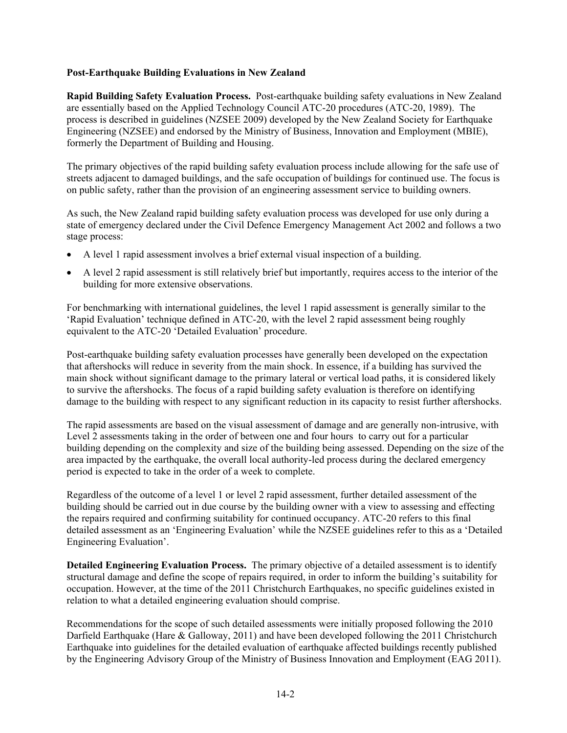**Post-Earthquake Building Evaluations in New Zealand**

**Rapid Building Safety Evaluation Process.** Post-earthquake building safety evaluations in New Zealand are essentially based on the Applied Technology Council ATC-20 procedures (ATC-20, 1989). The process is described in guidelines (NZSEE 2009) developed by the New Zealand Society for Earthquake Engineering (NZSEE) and endorsed by the Ministry of Business, Innovation and Employment (MBIE), formerly the Department of Building and Housing.

The primary objectives of the rapid building safety evaluation process include allowing for the safe use of streets adjacent to damaged buildings, and the safe occupation of buildings for continued use. The focus is on public safety, rather than the provision of an engineering assessment service to building owners.

As such, the New Zealand rapid building safety evaluation process was developed for use only during a state of emergency declared under the Civil Defence Emergency Management Act 2002 and follows a two stage process:

- A level 1 rapid assessment involves a brief external visual inspection of a building.
- A level 2 rapid assessment is still relatively brief but importantly, requires access to the interior of the building for more extensive observations.

For benchmarking with international guidelines, the level 1 rapid assessment is generally similar to the 'Rapid Evaluation' technique defined in ATC-20, with the level 2 rapid assessment being roughly equivalent to the ATC-20 'Detailed Evaluation' procedure.

Post-earthquake building safety evaluation processes have generally been developed on the expectation that aftershocks will reduce in severity from the main shock. In essence, if a building has survived the main shock without significant damage to the primary lateral or vertical load paths, it is considered likely to survive the aftershocks. The focus of a rapid building safety evaluation is therefore on identifying damage to the building with respect to any significant reduction in its capacity to resist further aftershocks.

The rapid assessments are based on the visual assessment of damage and are generally non-intrusive, with Level 2 assessments taking in the order of between one and four hours to carry out for a particular building depending on the complexity and size of the building being assessed. Depending on the size of the area impacted by the earthquake, the overall local authority-led process during the declared emergency period is expected to take in the order of a week to complete.

Regardless of the outcome of a level 1 or level 2 rapid assessment, further detailed assessment of the building should be carried out in due course by the building owner with a view to assessing and effecting the repairs required and confirming suitability for continued occupancy. ATC-20 refers to this final detailed assessment as an 'Engineering Evaluation' while the NZSEE guidelines refer to this as a 'Detailed Engineering Evaluation'.

**Detailed Engineering Evaluation Process.** The primary objective of a detailed assessment is to identify structural damage and define the scope of repairs required, in order to inform the building's suitability for occupation. However, at the time of the 2011 Christchurch Earthquakes, no specific guidelines existed in relation to what a detailed engineering evaluation should comprise.

Recommendations for the scope of such detailed assessments were initially proposed following the 2010 Darfield Earthquake (Hare & Galloway, 2011) and have been developed following the 2011 Christchurch Earthquake into guidelines for the detailed evaluation of earthquake affected buildings recently published by the Engineering Advisory Group of the Ministry of Business Innovation and Employment (EAG 2011).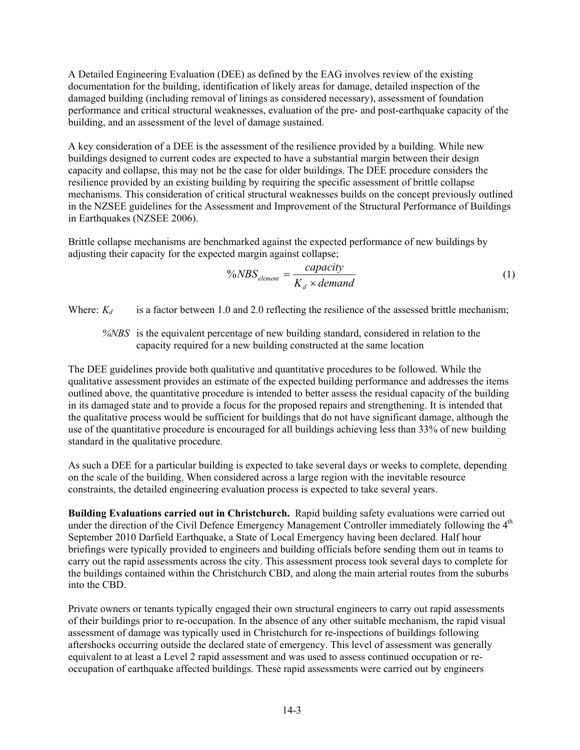A Detailed Engineering Evaluation (DEE) as defined by the EAG involves review of the existing documentation for the building, identification of likely areas for damage, detailed inspection of the damaged building (including removal of linings as considered necessary), assessment of foundation performance and critical structural weaknesses, evaluation of the pre- and post-earthquake capacity of the building, and an assessment of the level of damage sustained.

A key consideration of a DEE is the assessment of the resilience provided by a building. While new buildings designed to current codes are expected to have a substantial margin between their design capacity and collapse, this may not be the case for older buildings. The DEE procedure considers the resilience provided by an existing building by requiring the specific assessment of brittle collapse mechanisms. This consideration of critical structural weaknesses builds on the concept previously outlined in the NZSEE guidelines for the Assessment and Improvement of the Structural Performance of Buildings in Earthquakes (NZSEE 2006).

Brittle collapse mechanisms are benchmarked against the expected performance of new buildings by adjusting their capacity for the expected margin against collapse;

$$\%NBS_{element} = \frac{capacity}{K_d \times demand} \tag{1}$$

Where: $K_d$ is a factor between 1.0 and 2.0 reflecting the resilience of the assessed brittle mechanism;

*%NBS* is the equivalent percentage of new building standard, considered in relation to the capacity required for a new building constructed at the same location

The DEE guidelines provide both qualitative and quantitative procedures to be followed. While the qualitative assessment provides an estimate of the expected building performance and addresses the items outlined above, the quantitative procedure is intended to better assess the residual capacity of the building in its damaged state and to provide a focus for the proposed repairs and strengthening. It is intended that the qualitative process would be sufficient for buildings that do not have significant damage, although the use of the quantitative procedure is encouraged for all buildings achieving less than 33% of new building standard in the qualitative procedure.

As such a DEE for a particular building is expected to take several days or weeks to complete, depending on the scale of the building. When considered across a large region with the inevitable resource constraints, the detailed engineering evaluation process is expected to take several years.

**Building Evaluations carried out in Christchurch.** Rapid building safety evaluations were carried out under the direction of the Civil Defence Emergency Management Controller immediately following the 4th September 2010 Darfield Earthquake, a State of Local Emergency having been declared. Half hour briefings were typically provided to engineers and building officials before sending them out in teams to carry out the rapid assessments across the city. This assessment process took several days to complete for the buildings contained within the Christchurch CBD, and along the main arterial routes from the suburbs into the CBD.

Private owners or tenants typically engaged their own structural engineers to carry out rapid assessments of their buildings prior to re-occupation. In the absence of any other suitable mechanism, the rapid visual assessment of damage was typically used in Christchurch for re-inspections of buildings following aftershocks occurring outside the declared state of emergency. This level of assessment was generally equivalent to at least a Level 2 rapid assessment and was used to assess continued occupation or re-occupation of earthquake affected buildings. These rapid assessments were carried out by engineers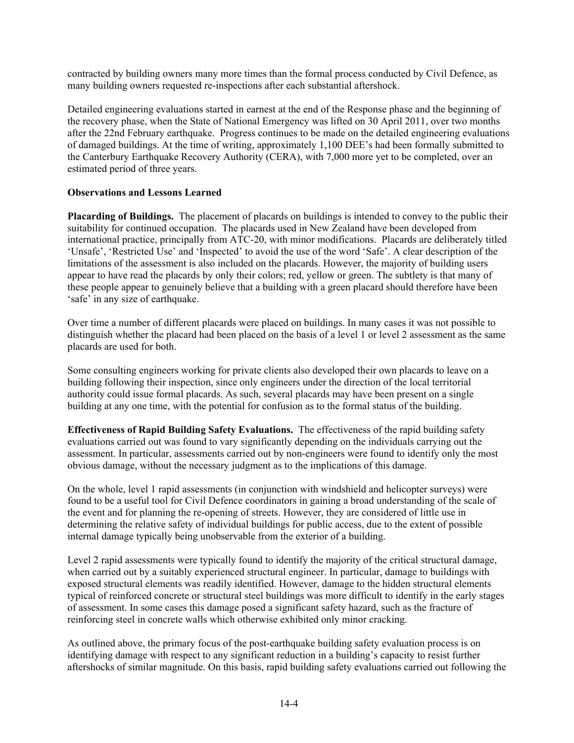contracted by building owners many more times than the formal process conducted by Civil Defence, as many building owners requested re-inspections after each substantial aftershock.

Detailed engineering evaluations started in earnest at the end of the Response phase and the beginning of the recovery phase, when the State of National Emergency was lifted on 30 April 2011, over two months after the 22nd February earthquake. Progress continues to be made on the detailed engineering evaluations of damaged buildings. At the time of writing, approximately 1,100 DEE's had been formally submitted to the Canterbury Earthquake Recovery Authority (CERA), with 7,000 more yet to be completed, over an estimated period of three years.

**Observations and Lessons Learned**

**Placarding of Buildings.** The placement of placards on buildings is intended to convey to the public their suitability for continued occupation. The placards used in New Zealand have been developed from international practice, principally from ATC-20, with minor modifications. Placards are deliberately titled 'Unsafe', 'Restricted Use' and 'Inspected' to avoid the use of the word 'Safe'. A clear description of the limitations of the assessment is also included on the placards. However, the majority of building users appear to have read the placards by only their colors; red, yellow or green. The subtlety is that many of these people appear to genuinely believe that a building with a green placard should therefore have been 'safe' in any size of earthquake.

Over time a number of different placards were placed on buildings. In many cases it was not possible to distinguish whether the placard had been placed on the basis of a level 1 or level 2 assessment as the same placards are used for both.

Some consulting engineers working for private clients also developed their own placards to leave on a building following their inspection, since only engineers under the direction of the local territorial authority could issue formal placards. As such, several placards may have been present on a single building at any one time, with the potential for confusion as to the formal status of the building.

**Effectiveness of Rapid Building Safety Evaluations.** The effectiveness of the rapid building safety evaluations carried out was found to vary significantly depending on the individuals carrying out the assessment. In particular, assessments carried out by non-engineers were found to identify only the most obvious damage, without the necessary judgment as to the implications of this damage.

On the whole, level 1 rapid assessments (in conjunction with windshield and helicopter surveys) were found to be a useful tool for Civil Defence coordinators in gaining a broad understanding of the scale of the event and for planning the re-opening of streets. However, they are considered of little use in determining the relative safety of individual buildings for public access, due to the extent of possible internal damage typically being unobservable from the exterior of a building.

Level 2 rapid assessments were typically found to identify the majority of the critical structural damage, when carried out by a suitably experienced structural engineer. In particular, damage to buildings with exposed structural elements was readily identified. However, damage to the hidden structural elements typical of reinforced concrete or structural steel buildings was more difficult to identify in the early stages of assessment. In some cases this damage posed a significant safety hazard, such as the fracture of reinforcing steel in concrete walls which otherwise exhibited only minor cracking.

As outlined above, the primary focus of the post-earthquake building safety evaluation process is on identifying damage with respect to any significant reduction in a building's capacity to resist further aftershocks of similar magnitude. On this basis, rapid building safety evaluations carried out following the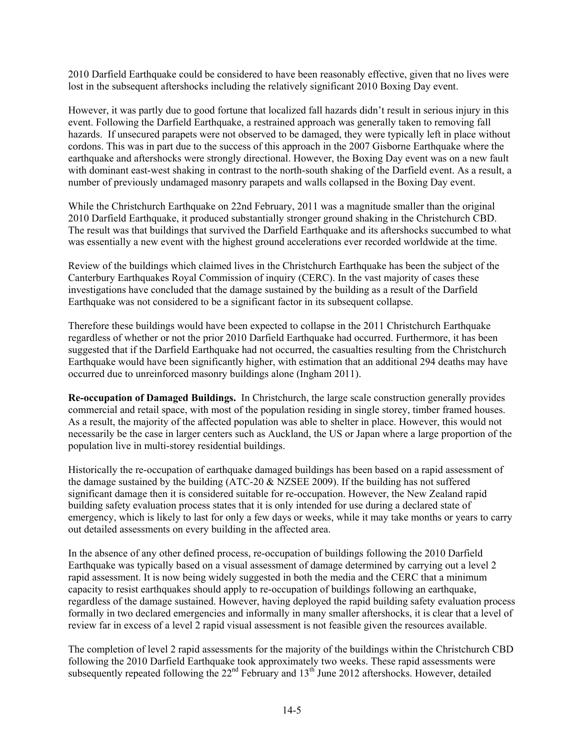2010 Darfield Earthquake could be considered to have been reasonably effective, given that no lives were lost in the subsequent aftershocks including the relatively significant 2010 Boxing Day event.

However, it was partly due to good fortune that localized fall hazards didn't result in serious injury in this event. Following the Darfield Earthquake, a restrained approach was generally taken to removing fall hazards. If unsecured parapets were not observed to be damaged, they were typically left in place without cordons. This was in part due to the success of this approach in the 2007 Gisborne Earthquake where the earthquake and aftershocks were strongly directional. However, the Boxing Day event was on a new fault with dominant east-west shaking in contrast to the north-south shaking of the Darfield event. As a result, a number of previously undamaged masonry parapets and walls collapsed in the Boxing Day event.

While the Christchurch Earthquake on 22nd February, 2011 was a magnitude smaller than the original 2010 Darfield Earthquake, it produced substantially stronger ground shaking in the Christchurch CBD. The result was that buildings that survived the Darfield Earthquake and its aftershocks succumbed to what was essentially a new event with the highest ground accelerations ever recorded worldwide at the time.

Review of the buildings which claimed lives in the Christchurch Earthquake has been the subject of the Canterbury Earthquakes Royal Commission of inquiry (CERC). In the vast majority of cases these investigations have concluded that the damage sustained by the building as a result of the Darfield Earthquake was not considered to be a significant factor in its subsequent collapse.

Therefore these buildings would have been expected to collapse in the 2011 Christchurch Earthquake regardless of whether or not the prior 2010 Darfield Earthquake had occurred. Furthermore, it has been suggested that if the Darfield Earthquake had not occurred, the casualties resulting from the Christchurch Earthquake would have been significantly higher, with estimation that an additional 294 deaths may have occurred due to unreinforced masonry buildings alone (Ingham 2011).

**Re-occupation of Damaged Buildings.** In Christchurch, the large scale construction generally provides commercial and retail space, with most of the population residing in single storey, timber framed houses. As a result, the majority of the affected population was able to shelter in place. However, this would not necessarily be the case in larger centers such as Auckland, the US or Japan where a large proportion of the population live in multi-storey residential buildings.

Historically the re-occupation of earthquake damaged buildings has been based on a rapid assessment of the damage sustained by the building (ATC-20 & NZSEE 2009). If the building has not suffered significant damage then it is considered suitable for re-occupation. However, the New Zealand rapid building safety evaluation process states that it is only intended for use during a declared state of emergency, which is likely to last for only a few days or weeks, while it may take months or years to carry out detailed assessments on every building in the affected area.

In the absence of any other defined process, re-occupation of buildings following the 2010 Darfield Earthquake was typically based on a visual assessment of damage determined by carrying out a level 2 rapid assessment. It is now being widely suggested in both the media and the CERC that a minimum capacity to resist earthquakes should apply to re-occupation of buildings following an earthquake, regardless of the damage sustained. However, having deployed the rapid building safety evaluation process formally in two declared emergencies and informally in many smaller aftershocks, it is clear that a level of review far in excess of a level 2 rapid visual assessment is not feasible given the resources available.

The completion of level 2 rapid assessments for the majority of the buildings within the Christchurch CBD following the 2010 Darfield Earthquake took approximately two weeks. These rapid assessments were subsequently repeated following the 22nd February and 13th June 2012 aftershocks. However, detailed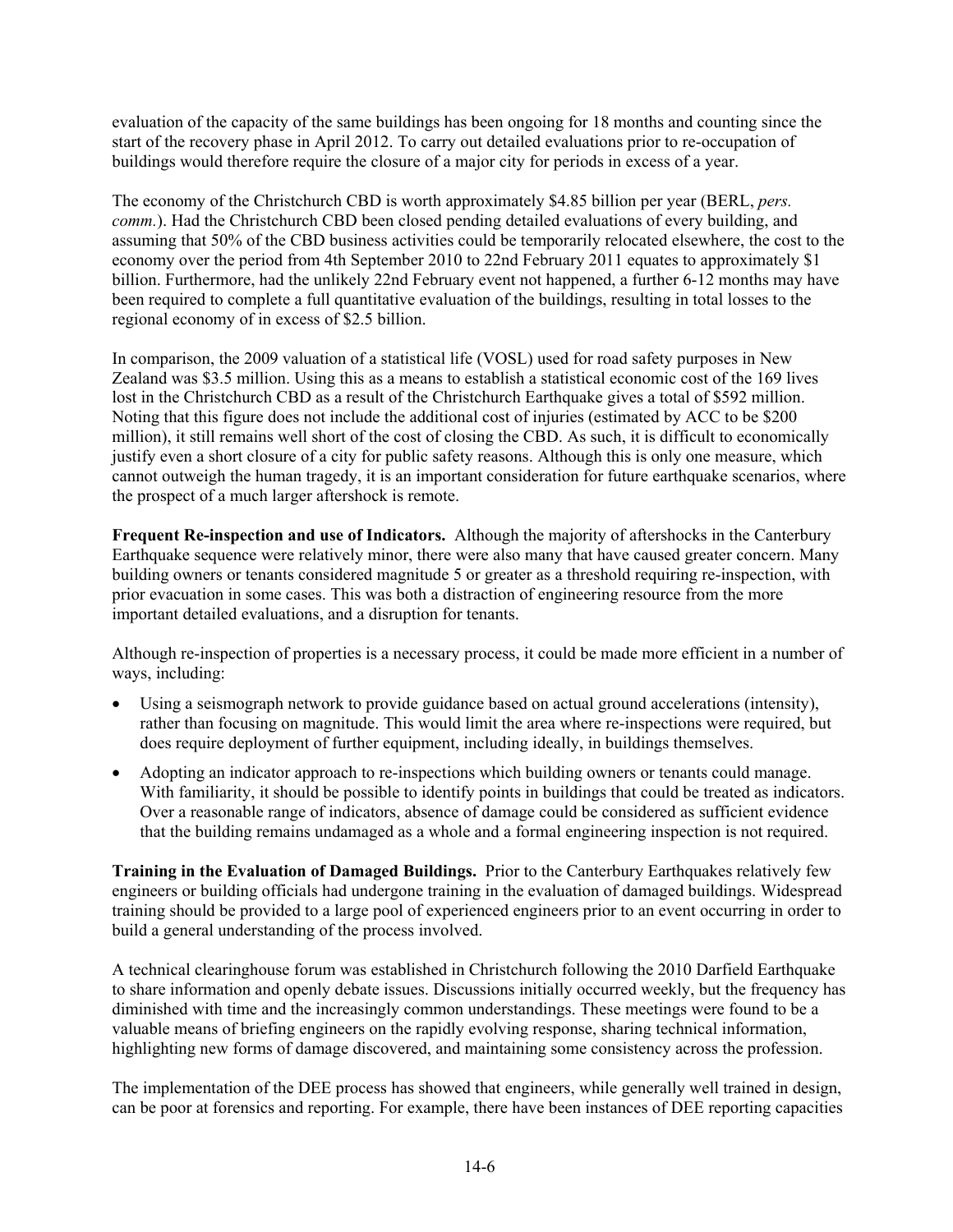evaluation of the capacity of the same buildings has been ongoing for 18 months and counting since the start of the recovery phase in April 2012. To carry out detailed evaluations prior to re-occupation of buildings would therefore require the closure of a major city for periods in excess of a year.

The economy of the Christchurch CBD is worth approximately $4.85 billion per year (BERL, *pers. comm.*). Had the Christchurch CBD been closed pending detailed evaluations of every building, and assuming that 50% of the CBD business activities could be temporarily relocated elsewhere, the cost to the economy over the period from 4th September 2010 to 22nd February 2011 equates to approximately $1 billion. Furthermore, had the unlikely 22nd February event not happened, a further 6-12 months may have been required to complete a full quantitative evaluation of the buildings, resulting in total losses to the regional economy of in excess of $2.5 billion.

In comparison, the 2009 valuation of a statistical life (VOSL) used for road safety purposes in New Zealand was $3.5 million. Using this as a means to establish a statistical economic cost of the 169 lives lost in the Christchurch CBD as a result of the Christchurch Earthquake gives a total of $592 million. Noting that this figure does not include the additional cost of injuries (estimated by ACC to be $200 million), it still remains well short of the cost of closing the CBD. As such, it is difficult to economically justify even a short closure of a city for public safety reasons. Although this is only one measure, which cannot outweigh the human tragedy, it is an important consideration for future earthquake scenarios, where the prospect of a much larger aftershock is remote.

**Frequent Re-inspection and use of Indicators.** Although the majority of aftershocks in the Canterbury Earthquake sequence were relatively minor, there were also many that have caused greater concern. Many building owners or tenants considered magnitude 5 or greater as a threshold requiring re-inspection, with prior evacuation in some cases. This was both a distraction of engineering resource from the more important detailed evaluations, and a disruption for tenants.

Although re-inspection of properties is a necessary process, it could be made more efficient in a number of ways, including:

- Using a seismograph network to provide guidance based on actual ground accelerations (intensity), rather than focusing on magnitude. This would limit the area where re-inspections were required, but does require deployment of further equipment, including ideally, in buildings themselves.
- Adopting an indicator approach to re-inspections which building owners or tenants could manage. With familiarity, it should be possible to identify points in buildings that could be treated as indicators. Over a reasonable range of indicators, absence of damage could be considered as sufficient evidence that the building remains undamaged as a whole and a formal engineering inspection is not required.

**Training in the Evaluation of Damaged Buildings.** Prior to the Canterbury Earthquakes relatively few engineers or building officials had undergone training in the evaluation of damaged buildings. Widespread training should be provided to a large pool of experienced engineers prior to an event occurring in order to build a general understanding of the process involved.

A technical clearinghouse forum was established in Christchurch following the 2010 Darfield Earthquake to share information and openly debate issues. Discussions initially occurred weekly, but the frequency has diminished with time and the increasingly common understandings. These meetings were found to be a valuable means of briefing engineers on the rapidly evolving response, sharing technical information, highlighting new forms of damage discovered, and maintaining some consistency across the profession.

The implementation of the DEE process has showed that engineers, while generally well trained in design, can be poor at forensics and reporting. For example, there have been instances of DEE reporting capacities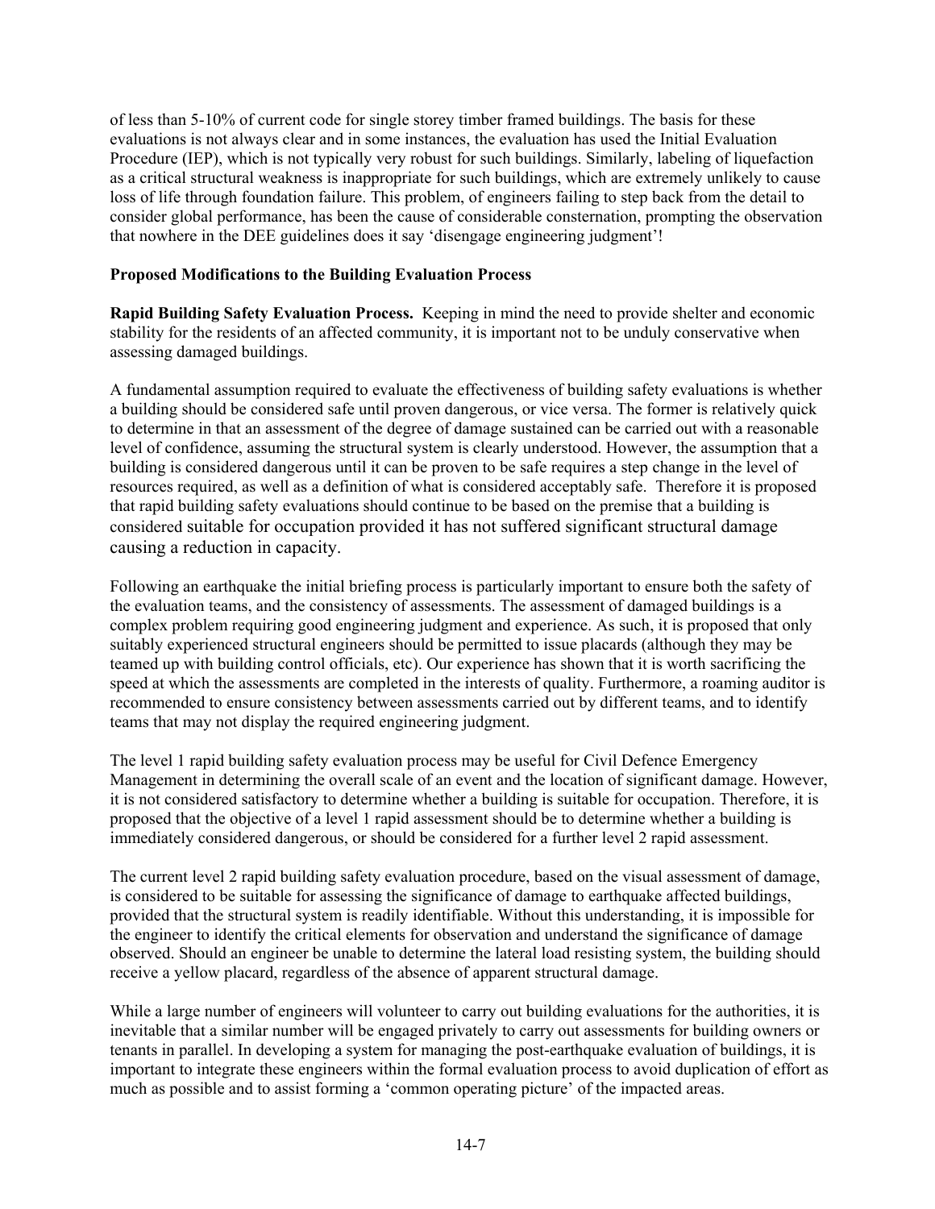of less than 5-10% of current code for single storey timber framed buildings. The basis for these evaluations is not always clear and in some instances, the evaluation has used the Initial Evaluation Procedure (IEP), which is not typically very robust for such buildings. Similarly, labeling of liquefaction as a critical structural weakness is inappropriate for such buildings, which are extremely unlikely to cause loss of life through foundation failure. This problem, of engineers failing to step back from the detail to consider global performance, has been the cause of considerable consternation, prompting the observation that nowhere in the DEE guidelines does it say 'disengage engineering judgment'!

**Proposed Modifications to the Building Evaluation Process**

**Rapid Building Safety Evaluation Process.** Keeping in mind the need to provide shelter and economic stability for the residents of an affected community, it is important not to be unduly conservative when assessing damaged buildings.

A fundamental assumption required to evaluate the effectiveness of building safety evaluations is whether a building should be considered safe until proven dangerous, or vice versa. The former is relatively quick to determine in that an assessment of the degree of damage sustained can be carried out with a reasonable level of confidence, assuming the structural system is clearly understood. However, the assumption that a building is considered dangerous until it can be proven to be safe requires a step change in the level of resources required, as well as a definition of what is considered acceptably safe. Therefore it is proposed that rapid building safety evaluations should continue to be based on the premise that a building is considered suitable for occupation provided it has not suffered significant structural damage causing a reduction in capacity.

Following an earthquake the initial briefing process is particularly important to ensure both the safety of the evaluation teams, and the consistency of assessments. The assessment of damaged buildings is a complex problem requiring good engineering judgment and experience. As such, it is proposed that only suitably experienced structural engineers should be permitted to issue placards (although they may be teamed up with building control officials, etc). Our experience has shown that it is worth sacrificing the speed at which the assessments are completed in the interests of quality. Furthermore, a roaming auditor is recommended to ensure consistency between assessments carried out by different teams, and to identify teams that may not display the required engineering judgment.

The level 1 rapid building safety evaluation process may be useful for Civil Defence Emergency Management in determining the overall scale of an event and the location of significant damage. However, it is not considered satisfactory to determine whether a building is suitable for occupation. Therefore, it is proposed that the objective of a level 1 rapid assessment should be to determine whether a building is immediately considered dangerous, or should be considered for a further level 2 rapid assessment.

The current level 2 rapid building safety evaluation procedure, based on the visual assessment of damage, is considered to be suitable for assessing the significance of damage to earthquake affected buildings, provided that the structural system is readily identifiable. Without this understanding, it is impossible for the engineer to identify the critical elements for observation and understand the significance of damage observed. Should an engineer be unable to determine the lateral load resisting system, the building should receive a yellow placard, regardless of the absence of apparent structural damage.

While a large number of engineers will volunteer to carry out building evaluations for the authorities, it is inevitable that a similar number will be engaged privately to carry out assessments for building owners or tenants in parallel. In developing a system for managing the post-earthquake evaluation of buildings, it is important to integrate these engineers within the formal evaluation process to avoid duplication of effort as much as possible and to assist forming a 'common operating picture' of the impacted areas.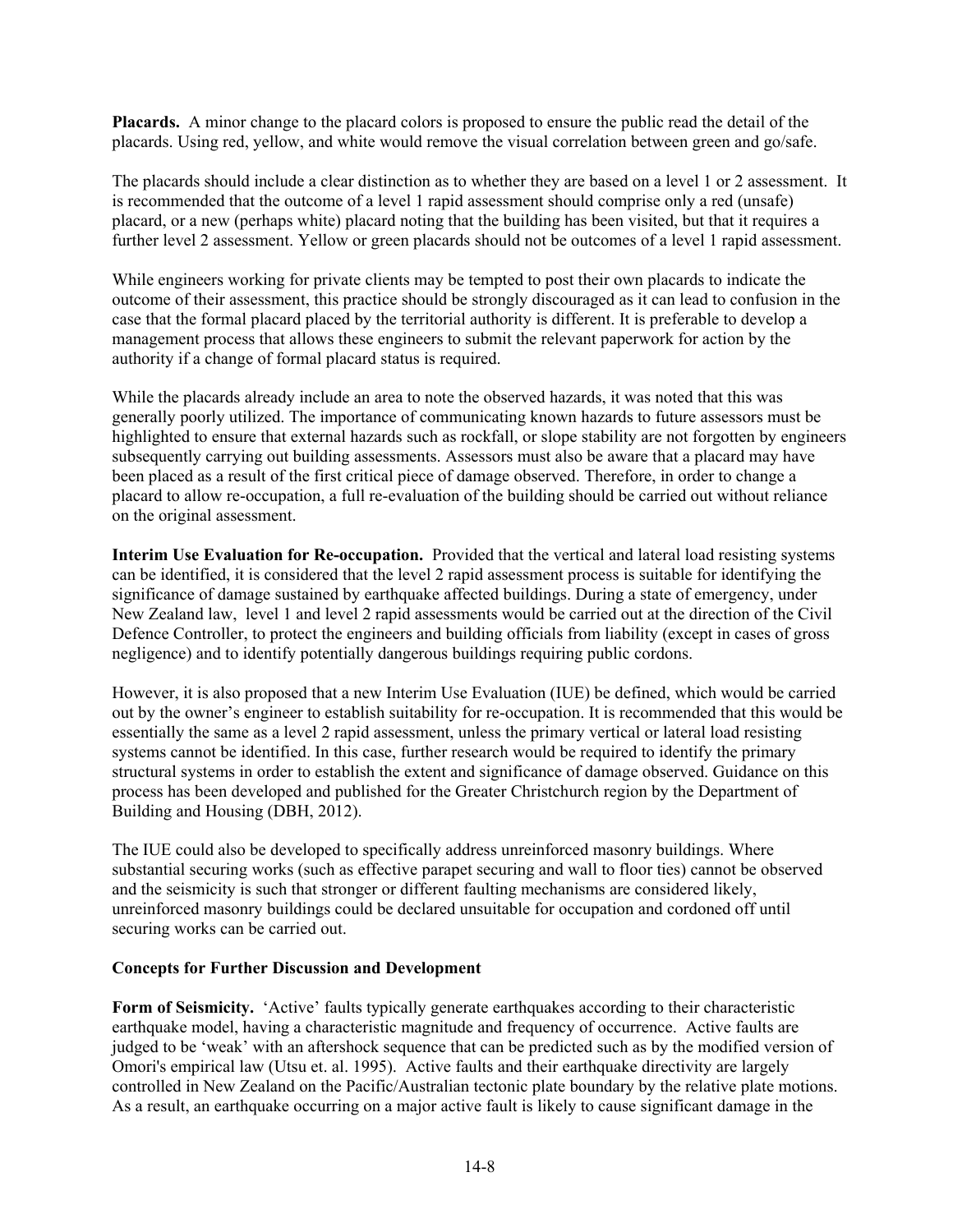**Placards.** A minor change to the placard colors is proposed to ensure the public read the detail of the placards. Using red, yellow, and white would remove the visual correlation between green and go/safe.

The placards should include a clear distinction as to whether they are based on a level 1 or 2 assessment. It is recommended that the outcome of a level 1 rapid assessment should comprise only a red (unsafe) placard, or a new (perhaps white) placard noting that the building has been visited, but that it requires a further level 2 assessment. Yellow or green placards should not be outcomes of a level 1 rapid assessment.

While engineers working for private clients may be tempted to post their own placards to indicate the outcome of their assessment, this practice should be strongly discouraged as it can lead to confusion in the case that the formal placard placed by the territorial authority is different. It is preferable to develop a management process that allows these engineers to submit the relevant paperwork for action by the authority if a change of formal placard status is required.

While the placards already include an area to note the observed hazards, it was noted that this was generally poorly utilized. The importance of communicating known hazards to future assessors must be highlighted to ensure that external hazards such as rockfall, or slope stability are not forgotten by engineers subsequently carrying out building assessments. Assessors must also be aware that a placard may have been placed as a result of the first critical piece of damage observed. Therefore, in order to change a placard to allow re-occupation, a full re-evaluation of the building should be carried out without reliance on the original assessment.

**Interim Use Evaluation for Re-occupation.** Provided that the vertical and lateral load resisting systems can be identified, it is considered that the level 2 rapid assessment process is suitable for identifying the significance of damage sustained by earthquake affected buildings. During a state of emergency, under New Zealand law, level 1 and level 2 rapid assessments would be carried out at the direction of the Civil Defence Controller, to protect the engineers and building officials from liability (except in cases of gross negligence) and to identify potentially dangerous buildings requiring public cordons.

However, it is also proposed that a new Interim Use Evaluation (IUE) be defined, which would be carried out by the owner's engineer to establish suitability for re-occupation. It is recommended that this would be essentially the same as a level 2 rapid assessment, unless the primary vertical or lateral load resisting systems cannot be identified. In this case, further research would be required to identify the primary structural systems in order to establish the extent and significance of damage observed. Guidance on this process has been developed and published for the Greater Christchurch region by the Department of Building and Housing (DBH, 2012).

The IUE could also be developed to specifically address unreinforced masonry buildings. Where substantial securing works (such as effective parapet securing and wall to floor ties) cannot be observed and the seismicity is such that stronger or different faulting mechanisms are considered likely, unreinforced masonry buildings could be declared unsuitable for occupation and cordoned off until securing works can be carried out.

### Concepts for Further Discussion and Development

**Form of Seismicity.** 'Active' faults typically generate earthquakes according to their characteristic earthquake model, having a characteristic magnitude and frequency of occurrence. Active faults are judged to be 'weak' with an aftershock sequence that can be predicted such as by the modified version of Omori's empirical law (Utsu et. al. 1995). Active faults and their earthquake directivity are largely controlled in New Zealand on the Pacific/Australian tectonic plate boundary by the relative plate motions. As a result, an earthquake occurring on a major active fault is likely to cause significant damage in the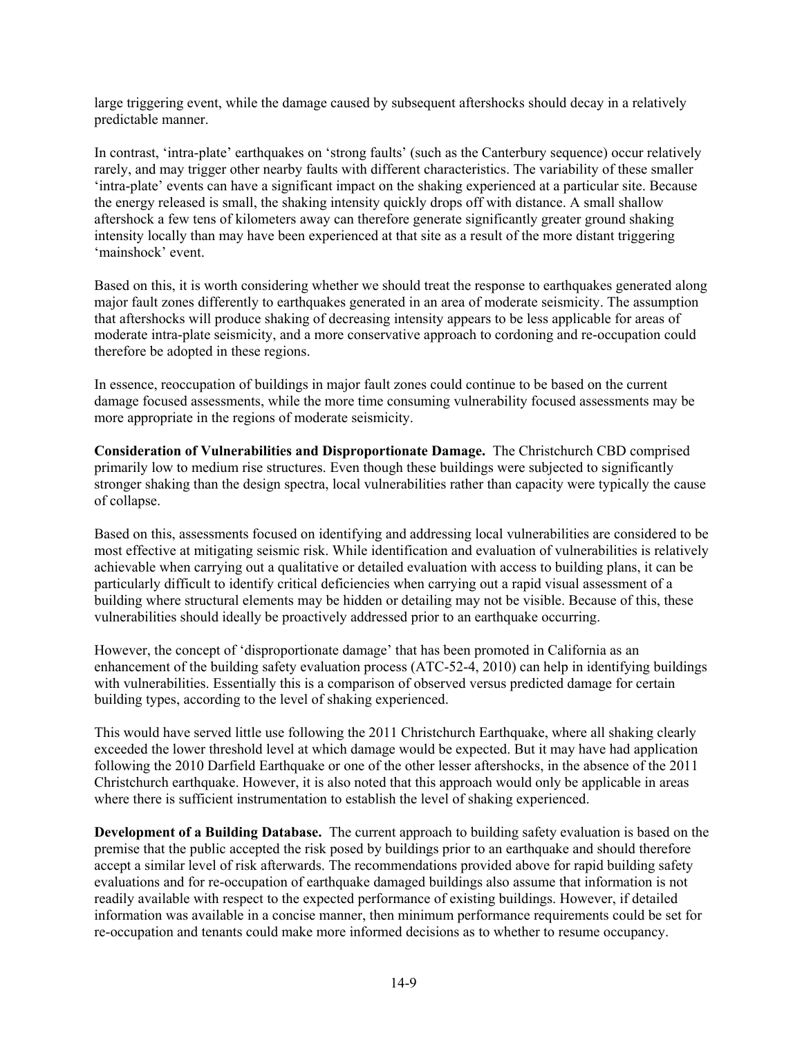large triggering event, while the damage caused by subsequent aftershocks should decay in a relatively predictable manner.

In contrast, 'intra-plate' earthquakes on 'strong faults' (such as the Canterbury sequence) occur relatively rarely, and may trigger other nearby faults with different characteristics. The variability of these smaller 'intra-plate' events can have a significant impact on the shaking experienced at a particular site. Because the energy released is small, the shaking intensity quickly drops off with distance. A small shallow aftershock a few tens of kilometers away can therefore generate significantly greater ground shaking intensity locally than may have been experienced at that site as a result of the more distant triggering 'mainshock' event.

Based on this, it is worth considering whether we should treat the response to earthquakes generated along major fault zones differently to earthquakes generated in an area of moderate seismicity. The assumption that aftershocks will produce shaking of decreasing intensity appears to be less applicable for areas of moderate intra-plate seismicity, and a more conservative approach to cordoning and re-occupation could therefore be adopted in these regions.

In essence, reoccupation of buildings in major fault zones could continue to be based on the current damage focused assessments, while the more time consuming vulnerability focused assessments may be more appropriate in the regions of moderate seismicity.

**Consideration of Vulnerabilities and Disproportionate Damage.** The Christchurch CBD comprised primarily low to medium rise structures. Even though these buildings were subjected to significantly stronger shaking than the design spectra, local vulnerabilities rather than capacity were typically the cause of collapse.

Based on this, assessments focused on identifying and addressing local vulnerabilities are considered to be most effective at mitigating seismic risk. While identification and evaluation of vulnerabilities is relatively achievable when carrying out a qualitative or detailed evaluation with access to building plans, it can be particularly difficult to identify critical deficiencies when carrying out a rapid visual assessment of a building where structural elements may be hidden or detailing may not be visible. Because of this, these vulnerabilities should ideally be proactively addressed prior to an earthquake occurring.

However, the concept of 'disproportionate damage' that has been promoted in California as an enhancement of the building safety evaluation process (ATC-52-4, 2010) can help in identifying buildings with vulnerabilities. Essentially this is a comparison of observed versus predicted damage for certain building types, according to the level of shaking experienced.

This would have served little use following the 2011 Christchurch Earthquake, where all shaking clearly exceeded the lower threshold level at which damage would be expected. But it may have had application following the 2010 Darfield Earthquake or one of the other lesser aftershocks, in the absence of the 2011 Christchurch earthquake. However, it is also noted that this approach would only be applicable in areas where there is sufficient instrumentation to establish the level of shaking experienced.

**Development of a Building Database.** The current approach to building safety evaluation is based on the premise that the public accepted the risk posed by buildings prior to an earthquake and should therefore accept a similar level of risk afterwards. The recommendations provided above for rapid building safety evaluations and for re-occupation of earthquake damaged buildings also assume that information is not readily available with respect to the expected performance of existing buildings. However, if detailed information was available in a concise manner, then minimum performance requirements could be set for re-occupation and tenants could make more informed decisions as to whether to resume occupancy.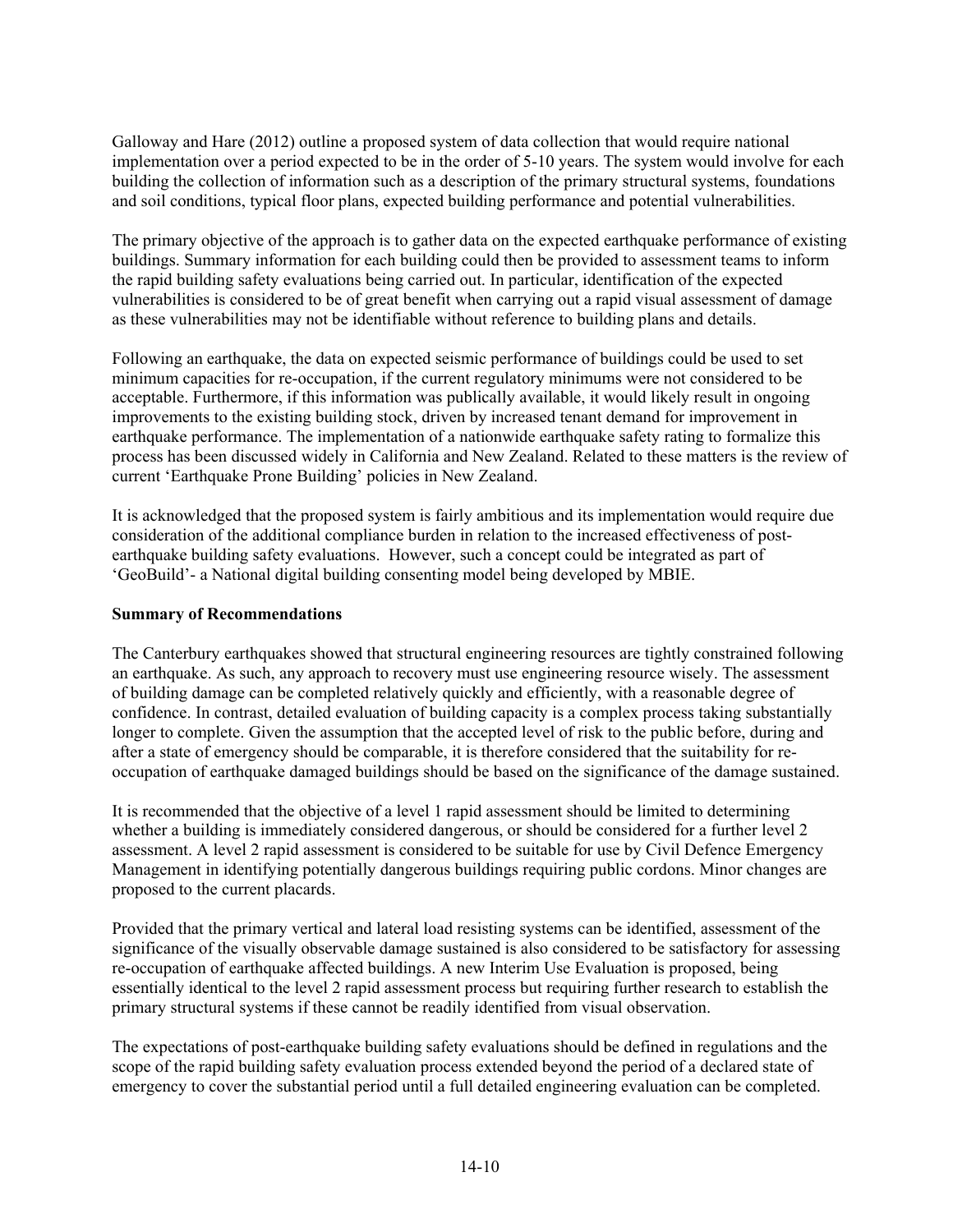Galloway and Hare (2012) outline a proposed system of data collection that would require national implementation over a period expected to be in the order of 5-10 years. The system would involve for each building the collection of information such as a description of the primary structural systems, foundations and soil conditions, typical floor plans, expected building performance and potential vulnerabilities.

The primary objective of the approach is to gather data on the expected earthquake performance of existing buildings. Summary information for each building could then be provided to assessment teams to inform the rapid building safety evaluations being carried out. In particular, identification of the expected vulnerabilities is considered to be of great benefit when carrying out a rapid visual assessment of damage as these vulnerabilities may not be identifiable without reference to building plans and details.

Following an earthquake, the data on expected seismic performance of buildings could be used to set minimum capacities for re-occupation, if the current regulatory minimums were not considered to be acceptable. Furthermore, if this information was publically available, it would likely result in ongoing improvements to the existing building stock, driven by increased tenant demand for improvement in earthquake performance. The implementation of a nationwide earthquake safety rating to formalize this process has been discussed widely in California and New Zealand. Related to these matters is the review of current 'Earthquake Prone Building' policies in New Zealand.

It is acknowledged that the proposed system is fairly ambitious and its implementation would require due consideration of the additional compliance burden in relation to the increased effectiveness of post-earthquake building safety evaluations. However, such a concept could be integrated as part of 'GeoBuild'- a National digital building consenting model being developed by MBIE.

**Summary of Recommendations**

The Canterbury earthquakes showed that structural engineering resources are tightly constrained following an earthquake. As such, any approach to recovery must use engineering resource wisely. The assessment of building damage can be completed relatively quickly and efficiently, with a reasonable degree of confidence. In contrast, detailed evaluation of building capacity is a complex process taking substantially longer to complete. Given the assumption that the accepted level of risk to the public before, during and after a state of emergency should be comparable, it is therefore considered that the suitability for re-occupation of earthquake damaged buildings should be based on the significance of the damage sustained.

It is recommended that the objective of a level 1 rapid assessment should be limited to determining whether a building is immediately considered dangerous, or should be considered for a further level 2 assessment. A level 2 rapid assessment is considered to be suitable for use by Civil Defence Emergency Management in identifying potentially dangerous buildings requiring public cordons. Minor changes are proposed to the current placards.

Provided that the primary vertical and lateral load resisting systems can be identified, assessment of the significance of the visually observable damage sustained is also considered to be satisfactory for assessing re-occupation of earthquake affected buildings. A new Interim Use Evaluation is proposed, being essentially identical to the level 2 rapid assessment process but requiring further research to establish the primary structural systems if these cannot be readily identified from visual observation.

The expectations of post-earthquake building safety evaluations should be defined in regulations and the scope of the rapid building safety evaluation process extended beyond the period of a declared state of emergency to cover the substantial period until a full detailed engineering evaluation can be completed.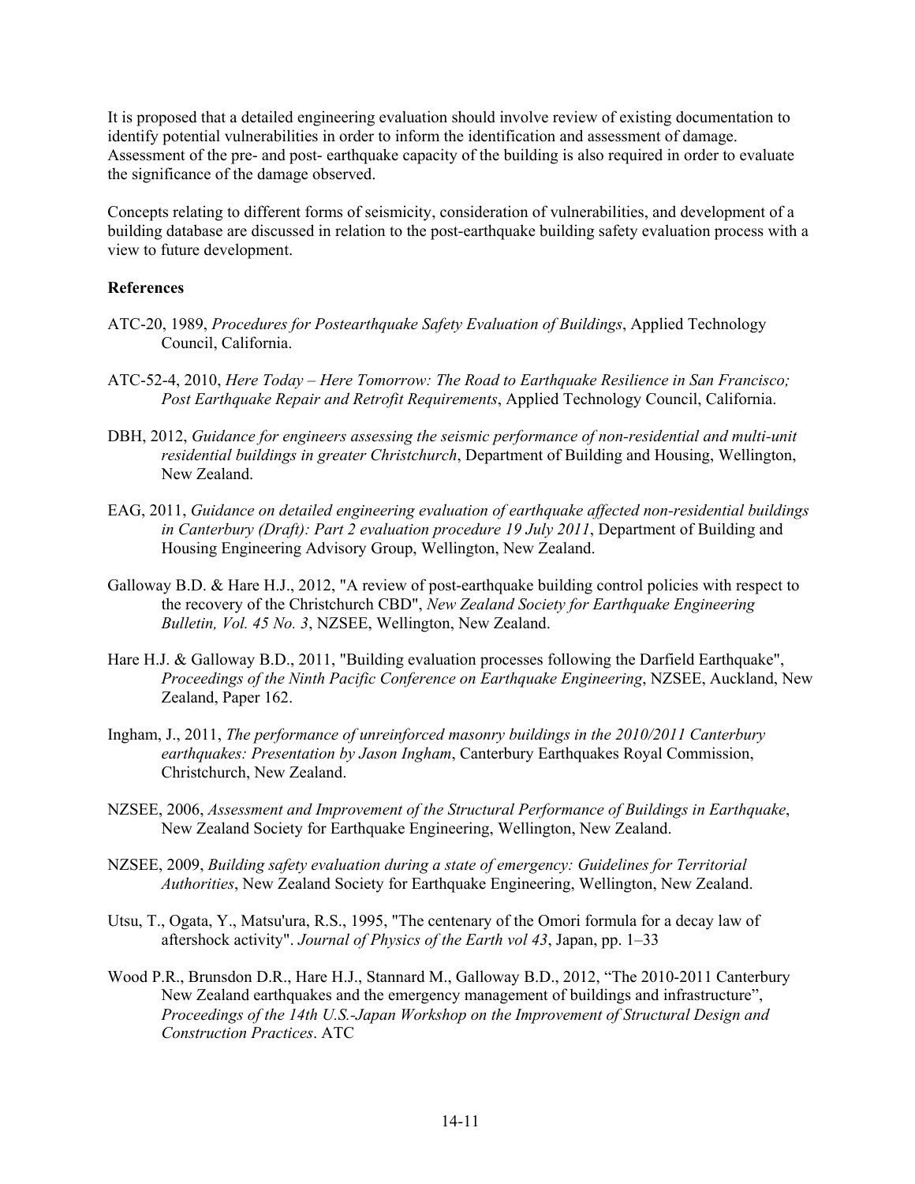It is proposed that a detailed engineering evaluation should involve review of existing documentation to identify potential vulnerabilities in order to inform the identification and assessment of damage. Assessment of the pre- and post- earthquake capacity of the building is also required in order to evaluate the significance of the damage observed.

Concepts relating to different forms of seismicity, consideration of vulnerabilities, and development of a building database are discussed in relation to the post-earthquake building safety evaluation process with a view to future development.

**References**

ATC-20, 1989, *Procedures for Postearthquake Safety Evaluation of Buildings*, Applied Technology Council, California.

ATC-52-4, 2010, *Here Today – Here Tomorrow: The Road to Earthquake Resilience in San Francisco; Post Earthquake Repair and Retrofit Requirements*, Applied Technology Council, California.

DBH, 2012, *Guidance for engineers assessing the seismic performance of non-residential and multi-unit residential buildings in greater Christchurch*, Department of Building and Housing, Wellington, New Zealand.

EAG, 2011, *Guidance on detailed engineering evaluation of earthquake affected non-residential buildings in Canterbury (Draft): Part 2 evaluation procedure 19 July 2011*, Department of Building and Housing Engineering Advisory Group, Wellington, New Zealand.

Galloway B.D. & Hare H.J., 2012, "A review of post-earthquake building control policies with respect to the recovery of the Christchurch CBD", *New Zealand Society for Earthquake Engineering Bulletin, Vol. 45 No. 3*, NZSEE, Wellington, New Zealand.

Hare H.J. & Galloway B.D., 2011, "Building evaluation processes following the Darfield Earthquake", *Proceedings of the Ninth Pacific Conference on Earthquake Engineering*, NZSEE, Auckland, New Zealand, Paper 162.

Ingham, J., 2011, *The performance of unreinforced masonry buildings in the 2010/2011 Canterbury earthquakes: Presentation by Jason Ingham*, Canterbury Earthquakes Royal Commission, Christchurch, New Zealand.

NZSEE, 2006, *Assessment and Improvement of the Structural Performance of Buildings in Earthquake*, New Zealand Society for Earthquake Engineering, Wellington, New Zealand.

NZSEE, 2009, *Building safety evaluation during a state of emergency: Guidelines for Territorial Authorities*, New Zealand Society for Earthquake Engineering, Wellington, New Zealand.

Utsu, T., Ogata, Y., Matsu'ura, R.S., 1995, "The centenary of the Omori formula for a decay law of aftershock activity". *Journal of Physics of the Earth vol 43*, Japan, pp. 1–33

Wood P.R., Brunsdon D.R., Hare H.J., Stannard M., Galloway B.D., 2012, "The 2010-2011 Canterbury New Zealand earthquakes and the emergency management of buildings and infrastructure", *Proceedings of the 14th U.S.-Japan Workshop on the Improvement of Structural Design and Construction Practices*. ATC